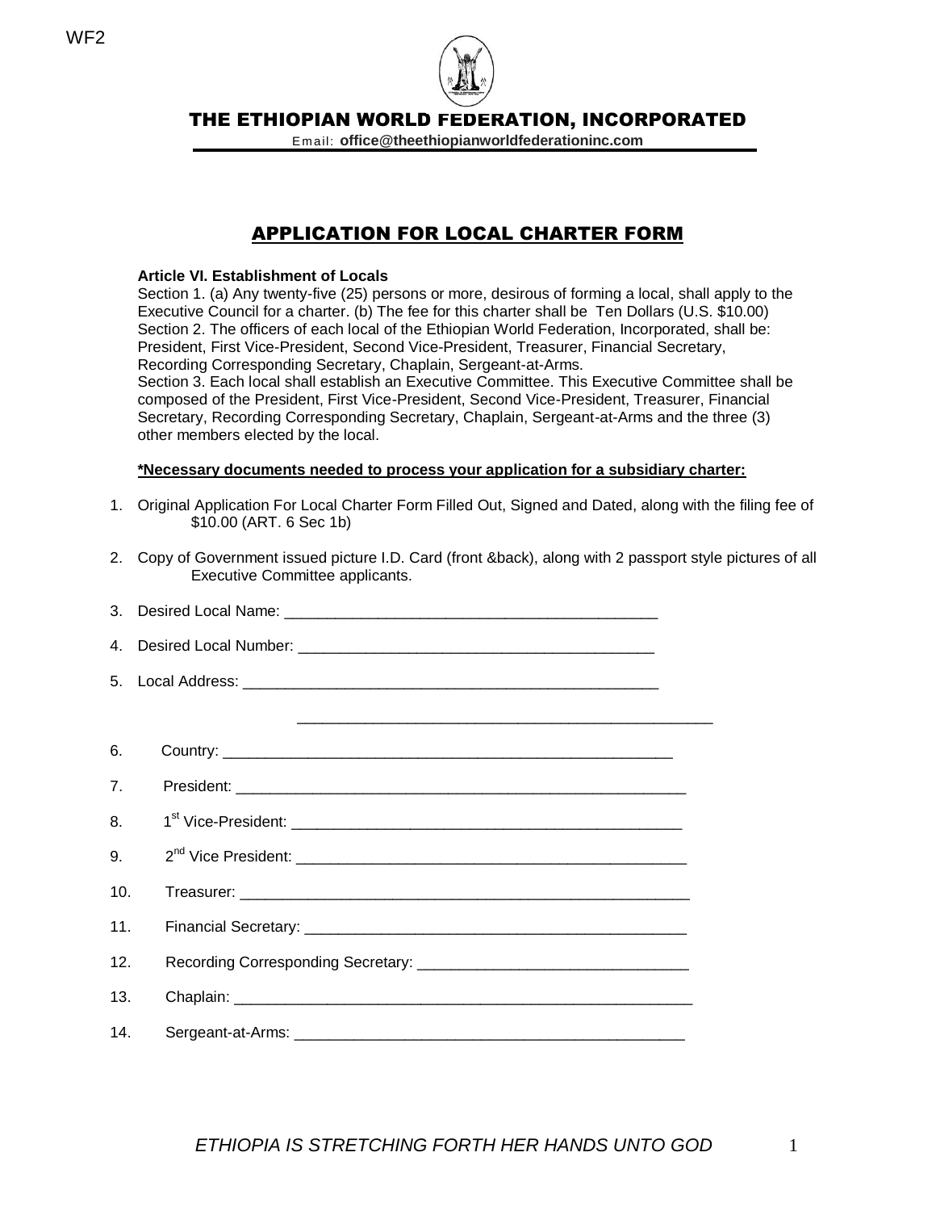WF2

# THE ETHIOPIAN WORLD FEDERATION, INCORPORATED

Email: **office@theethiopianworldfederationinc.com**

## APPLICATION FOR LOCAL CHARTER FORM

**Article VI. Establishment of Locals**

Section 1. (a) Any twenty-five (25) persons or more, desirous of forming a local, shall apply to the Executive Council for a charter. (b) The fee for this charter shall be Ten Dollars (U.S. $10.00)
Section 2. The officers of each local of the Ethiopian World Federation, Incorporated, shall be: President, First Vice-President, Second Vice-President, Treasurer, Financial Secretary, Recording Corresponding Secretary, Chaplain, Sergeant-at-Arms.
Section 3. Each local shall establish an Executive Committee. This Executive Committee shall be composed of the President, First Vice-President, Second Vice-President, Treasurer, Financial Secretary, Recording Corresponding Secretary, Chaplain, Sergeant-at-Arms and the three (3) other members elected by the local.

**\*Necessary documents needed to process your application for a subsidiary charter:**

1. Original Application For Local Charter Form Filled Out, Signed and Dated, along with the filing fee of $10.00 (ART. 6 Sec 1b)
2. Copy of Government issued picture I.D. Card (front &back), along with 2 passport style pictures of all Executive Committee applicants.
3. Desired Local Name: ____________________________________________
4. Desired Local Number: __________________________________________
5. Local Address: _________________________________________________

   _________________________________________________
6. Country: ______________________________________________________
7. President: _____________________________________________________
8. 1st Vice-President: ______________________________________________
9. 2nd Vice President: ______________________________________________
10. Treasurer: _____________________________________________________
11. Financial Secretary: ______________________________________________
12. Recording Corresponding Secretary: ________________________________
13. Chaplain: ______________________________________________________
14. Sergeant-at-Arms: _______________________________________________

*ETHIOPIA IS STRETCHING FORTH HER HANDS UNTO GOD*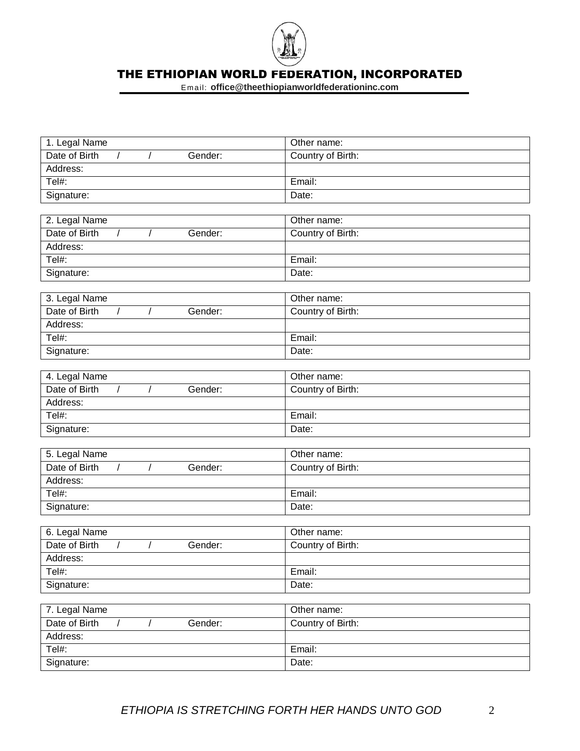# THE ETHIOPIAN WORLD FEDERATION, INCORPORATED

Email: **office@theethiopianworldfederationinc.com**

| 1. Legal Name | Other name: |
|---|---|
| Date of Birth / / Gender: | Country of Birth: |
| Address: | |
| Tel#: | Email: |
| Signature: | Date: |

| 2. Legal Name | Other name: |
|---|---|
| Date of Birth / / Gender: | Country of Birth: |
| Address: | |
| Tel#: | Email: |
| Signature: | Date: |

| 3. Legal Name | Other name: |
|---|---|
| Date of Birth / / Gender: | Country of Birth: |
| Address: | |
| Tel#: | Email: |
| Signature: | Date: |

| 4. Legal Name | Other name: |
|---|---|
| Date of Birth / / Gender: | Country of Birth: |
| Address: | |
| Tel#: | Email: |
| Signature: | Date: |

| 5. Legal Name | Other name: |
|---|---|
| Date of Birth / / Gender: | Country of Birth: |
| Address: | |
| Tel#: | Email: |
| Signature: | Date: |

| 6. Legal Name | Other name: |
|---|---|
| Date of Birth / / Gender: | Country of Birth: |
| Address: | |
| Tel#: | Email: |
| Signature: | Date: |

| 7. Legal Name | Other name: |
|---|---|
| Date of Birth / / Gender: | Country of Birth: |
| Address: | |
| Tel#: | Email: |
| Signature: | Date: |

*ETHIOPIA IS STRETCHING FORTH HER HANDS UNTO GOD*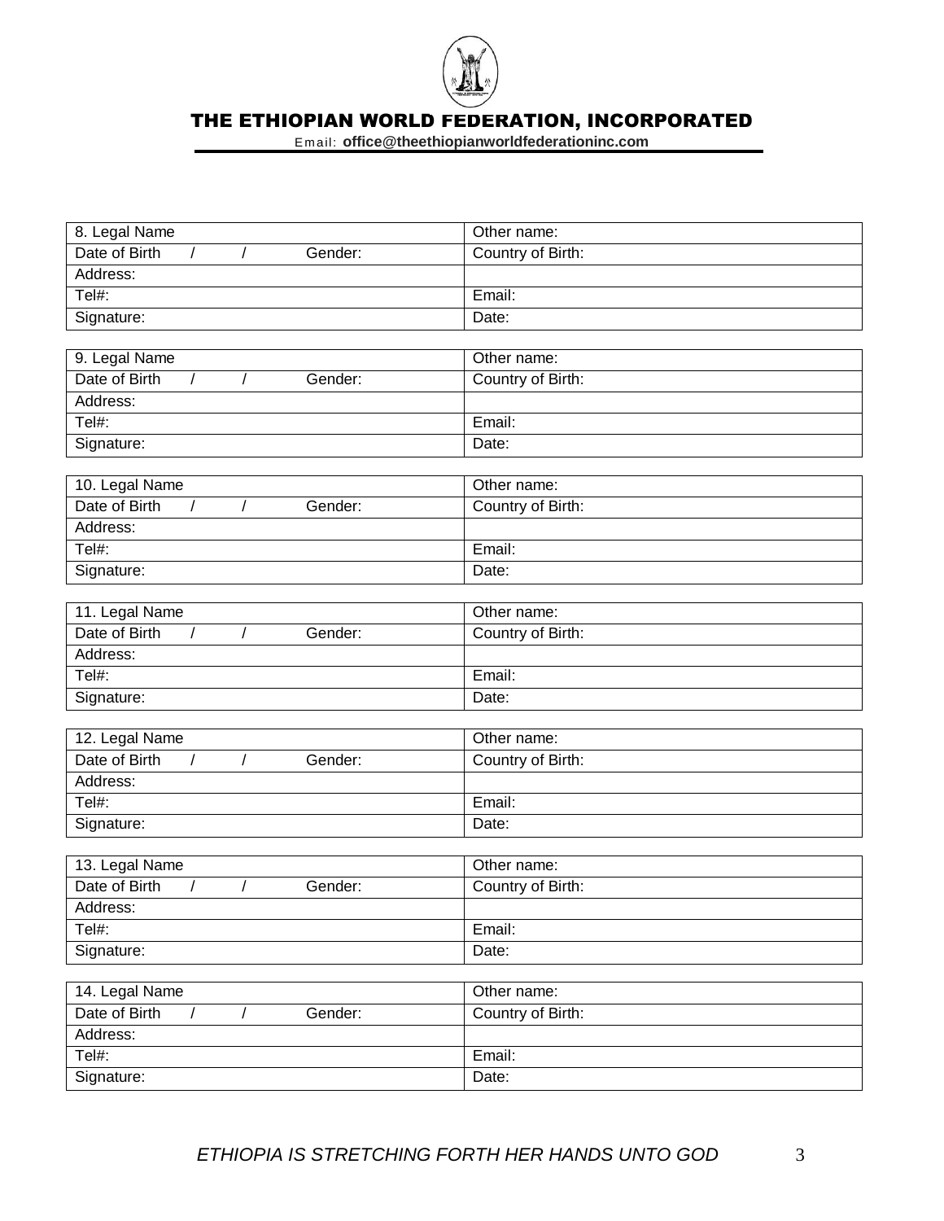# THE ETHIOPIAN WORLD FEDERATION, INCORPORATED

Email: **office@theethiopianworldfederationinc.com**

| 8. Legal Name | Other name: |
|---|---|
| Date of Birth / / Gender: | Country of Birth: |
| Address: | |
| Tel#: | Email: |
| Signature: | Date: |

| 9. Legal Name | Other name: |
|---|---|
| Date of Birth / / Gender: | Country of Birth: |
| Address: | |
| Tel#: | Email: |
| Signature: | Date: |

| 10. Legal Name | Other name: |
|---|---|
| Date of Birth / / Gender: | Country of Birth: |
| Address: | |
| Tel#: | Email: |
| Signature: | Date: |

| 11. Legal Name | Other name: |
|---|---|
| Date of Birth / / Gender: | Country of Birth: |
| Address: | |
| Tel#: | Email: |
| Signature: | Date: |

| 12. Legal Name | Other name: |
|---|---|
| Date of Birth / / Gender: | Country of Birth: |
| Address: | |
| Tel#: | Email: |
| Signature: | Date: |

| 13. Legal Name | Other name: |
|---|---|
| Date of Birth / / Gender: | Country of Birth: |
| Address: | |
| Tel#: | Email: |
| Signature: | Date: |

| 14. Legal Name | Other name: |
|---|---|
| Date of Birth / / Gender: | Country of Birth: |
| Address: | |
| Tel#: | Email: |
| Signature: | Date: |

*ETHIOPIA IS STRETCHING FORTH HER HANDS UNTO GOD*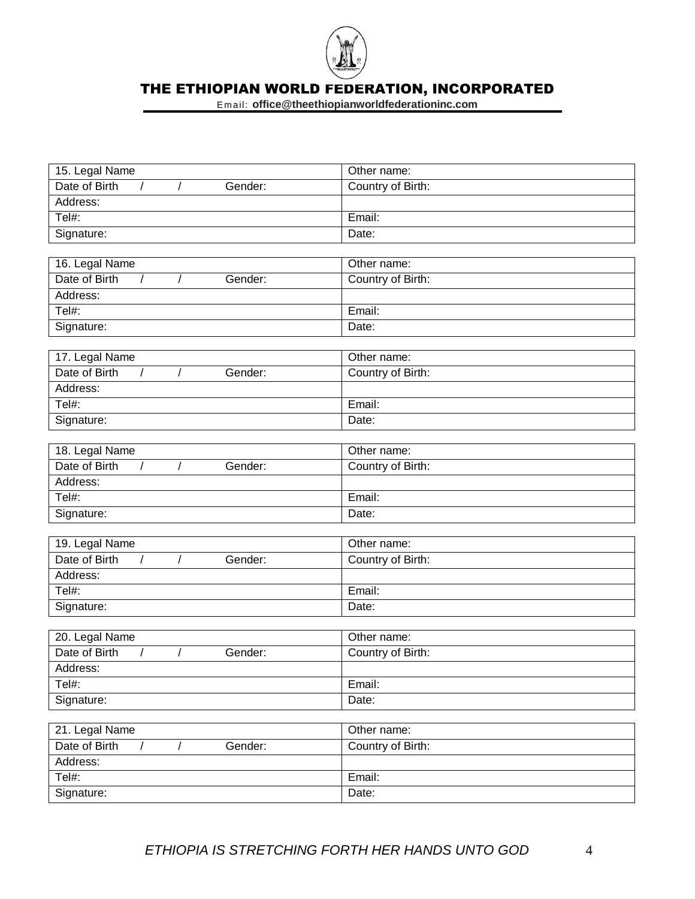# THE ETHIOPIAN WORLD FEDERATION, INCORPORATED

Email: **office@theethiopianworldfederationinc.com**

| 15. Legal Name | Other name: |
|---|---|
| Date of Birth / / Gender: | Country of Birth: |
| Address: | |
| Tel#: | Email: |
| Signature: | Date: |

| 16. Legal Name | Other name: |
|---|---|
| Date of Birth / / Gender: | Country of Birth: |
| Address: | |
| Tel#: | Email: |
| Signature: | Date: |

| 17. Legal Name | Other name: |
|---|---|
| Date of Birth / / Gender: | Country of Birth: |
| Address: | |
| Tel#: | Email: |
| Signature: | Date: |

| 18. Legal Name | Other name: |
|---|---|
| Date of Birth / / Gender: | Country of Birth: |
| Address: | |
| Tel#: | Email: |
| Signature: | Date: |

| 19. Legal Name | Other name: |
|---|---|
| Date of Birth / / Gender: | Country of Birth: |
| Address: | |
| Tel#: | Email: |
| Signature: | Date: |

| 20. Legal Name | Other name: |
|---|---|
| Date of Birth / / Gender: | Country of Birth: |
| Address: | |
| Tel#: | Email: |
| Signature: | Date: |

| 21. Legal Name | Other name: |
|---|---|
| Date of Birth / / Gender: | Country of Birth: |
| Address: | |
| Tel#: | Email: |
| Signature: | Date: |

*ETHIOPIA IS STRETCHING FORTH HER HANDS UNTO GOD*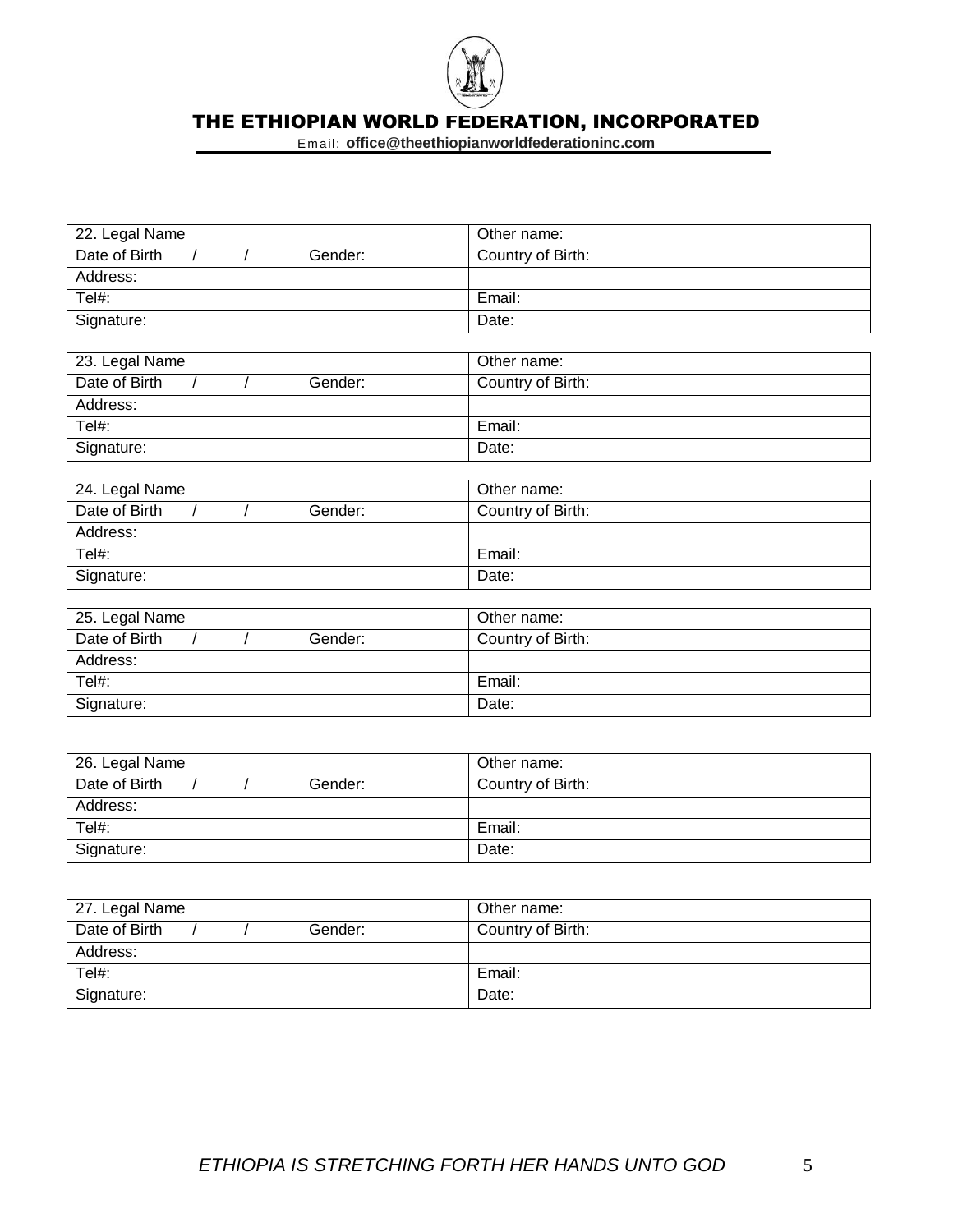# THE ETHIOPIAN WORLD FEDERATION, INCORPORATED

Email: **office@theethiopianworldfederationinc.com**

| | |
|---|---|
| 22. Legal Name | Other name: |
| Date of Birth / / Gender: | Country of Birth: |
| Address: | |
| Tel#: | Email: |
| Signature: | Date: |

| | |
|---|---|
| 23. Legal Name | Other name: |
| Date of Birth / / Gender: | Country of Birth: |
| Address: | |
| Tel#: | Email: |
| Signature: | Date: |

| | |
|---|---|
| 24. Legal Name | Other name: |
| Date of Birth / / Gender: | Country of Birth: |
| Address: | |
| Tel#: | Email: |
| Signature: | Date: |

| | |
|---|---|
| 25. Legal Name | Other name: |
| Date of Birth / / Gender: | Country of Birth: |
| Address: | |
| Tel#: | Email: |
| Signature: | Date: |

| | |
|---|---|
| 26. Legal Name | Other name: |
| Date of Birth / / Gender: | Country of Birth: |
| Address: | |
| Tel#: | Email: |
| Signature: | Date: |

| | |
|---|---|
| 27. Legal Name | Other name: |
| Date of Birth / / Gender: | Country of Birth: |
| Address: | |
| Tel#: | Email: |
| Signature: | Date: |

*ETHIOPIA IS STRETCHING FORTH HER HANDS UNTO GOD*